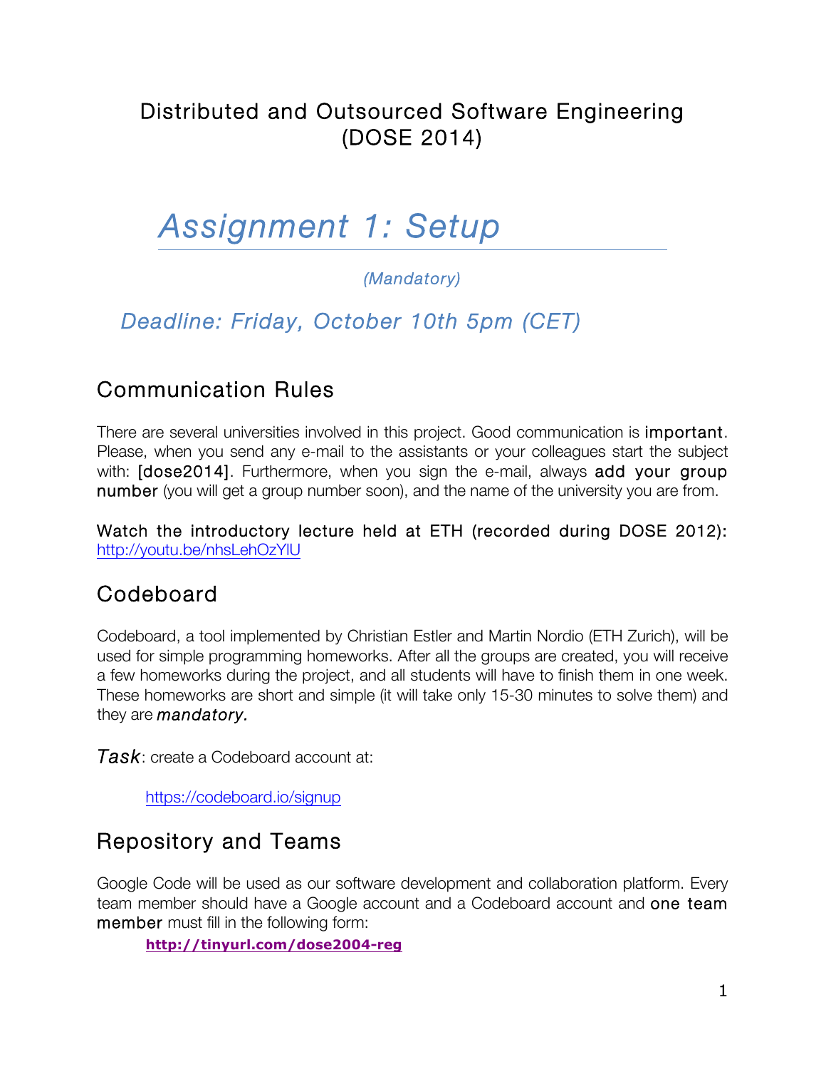# Distributed and Outsourced Software Engineering (DOSE 2014)

# *Assignment 1: Setup*

*(Mandatory)*

## *Deadline: Friday, October 10th 5pm (CET)*

## Communication Rules

There are several universities involved in this project. Good communication is **important**. Please, when you send any e-mail to the assistants or your colleagues start the subject with: **[dose2014]**. Furthermore, when you sign the e-mail, always **add your group number** (you will get a group number soon), and the name of the university you are from.

**Watch the introductory lecture held at ETH (recorded during DOSE 2012):** http://youtu.be/nhsLehOzYlU

## Codeboard

Codeboard, a tool implemented by Christian Estler and Martin Nordio (ETH Zurich), will be used for simple programming homeworks. After all the groups are created, you will receive a few homeworks during the project, and all students will have to finish them in one week. These homeworks are short and simple (it will take only 15-30 minutes to solve them) and they are ***mandatory.***

***Task***: create a Codeboard account at:

> https://codeboard.io/signup

## Repository and Teams

Google Code will be used as our software development and collaboration platform. Every team member should have a Google account and a Codeboard account and **one team member** must fill in the following form:

> **http://tinyurl.com/dose2004-reg**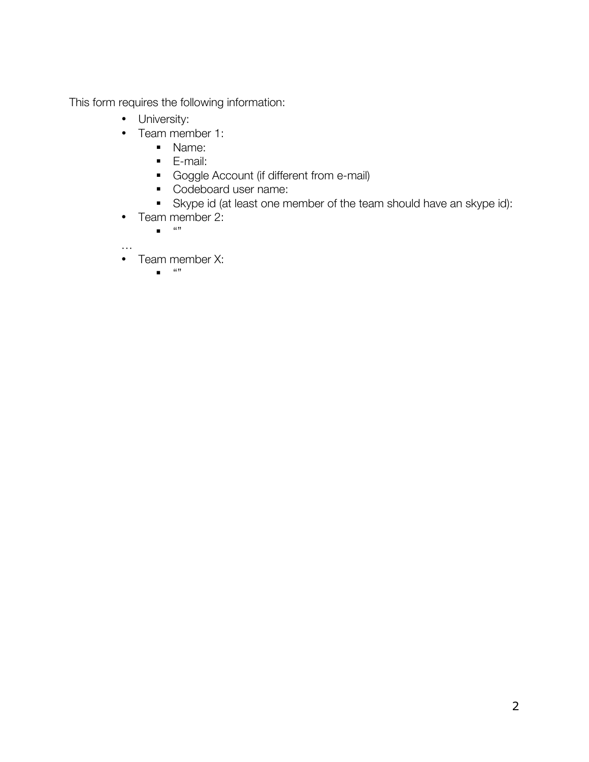This form requires the following information:

- University:
- Team member 1:
    - Name:
    - E-mail:
    - Goggle Account (if different from e-mail)
    - Codeboard user name:
    - Skype id (at least one member of the team should have an skype id):
- Team member 2:
    - “”

…

- Team member X:
    - “”